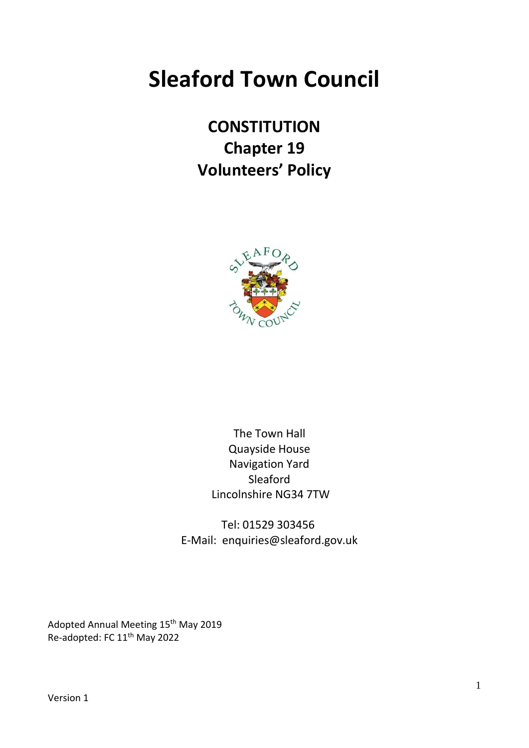# Sleaford Town Council

## CONSTITUTION
## Chapter 19
## Volunteers' Policy

The Town Hall
Quayside House
Navigation Yard
Sleaford
Lincolnshire NG34 7TW

Tel: 01529 303456
E-Mail: enquiries@sleaford.gov.uk

Adopted Annual Meeting 15th May 2019
Re-adopted: FC 11th May 2022

Version 1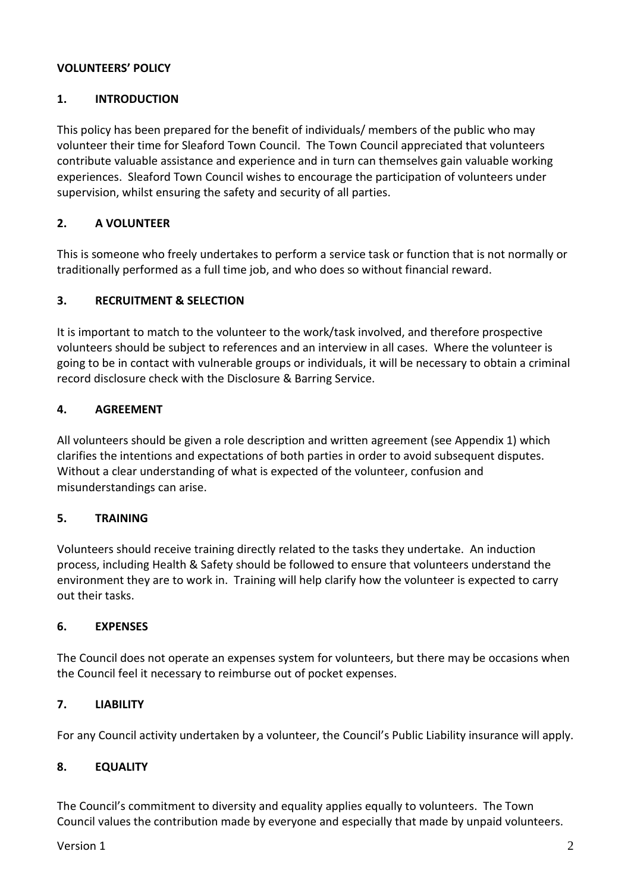**VOLUNTEERS' POLICY**

## 1. INTRODUCTION

This policy has been prepared for the benefit of individuals/ members of the public who may volunteer their time for Sleaford Town Council. The Town Council appreciated that volunteers contribute valuable assistance and experience and in turn can themselves gain valuable working experiences. Sleaford Town Council wishes to encourage the participation of volunteers under supervision, whilst ensuring the safety and security of all parties.

## 2. A VOLUNTEER

This is someone who freely undertakes to perform a service task or function that is not normally or traditionally performed as a full time job, and who does so without financial reward.

## 3. RECRUITMENT & SELECTION

It is important to match to the volunteer to the work/task involved, and therefore prospective volunteers should be subject to references and an interview in all cases. Where the volunteer is going to be in contact with vulnerable groups or individuals, it will be necessary to obtain a criminal record disclosure check with the Disclosure & Barring Service.

## 4. AGREEMENT

All volunteers should be given a role description and written agreement (see Appendix 1) which clarifies the intentions and expectations of both parties in order to avoid subsequent disputes. Without a clear understanding of what is expected of the volunteer, confusion and misunderstandings can arise.

## 5. TRAINING

Volunteers should receive training directly related to the tasks they undertake. An induction process, including Health & Safety should be followed to ensure that volunteers understand the environment they are to work in. Training will help clarify how the volunteer is expected to carry out their tasks.

## 6. EXPENSES

The Council does not operate an expenses system for volunteers, but there may be occasions when the Council feel it necessary to reimburse out of pocket expenses.

## 7. LIABILITY

For any Council activity undertaken by a volunteer, the Council's Public Liability insurance will apply.

## 8. EQUALITY

The Council's commitment to diversity and equality applies equally to volunteers. The Town Council values the contribution made by everyone and especially that made by unpaid volunteers.

Version 1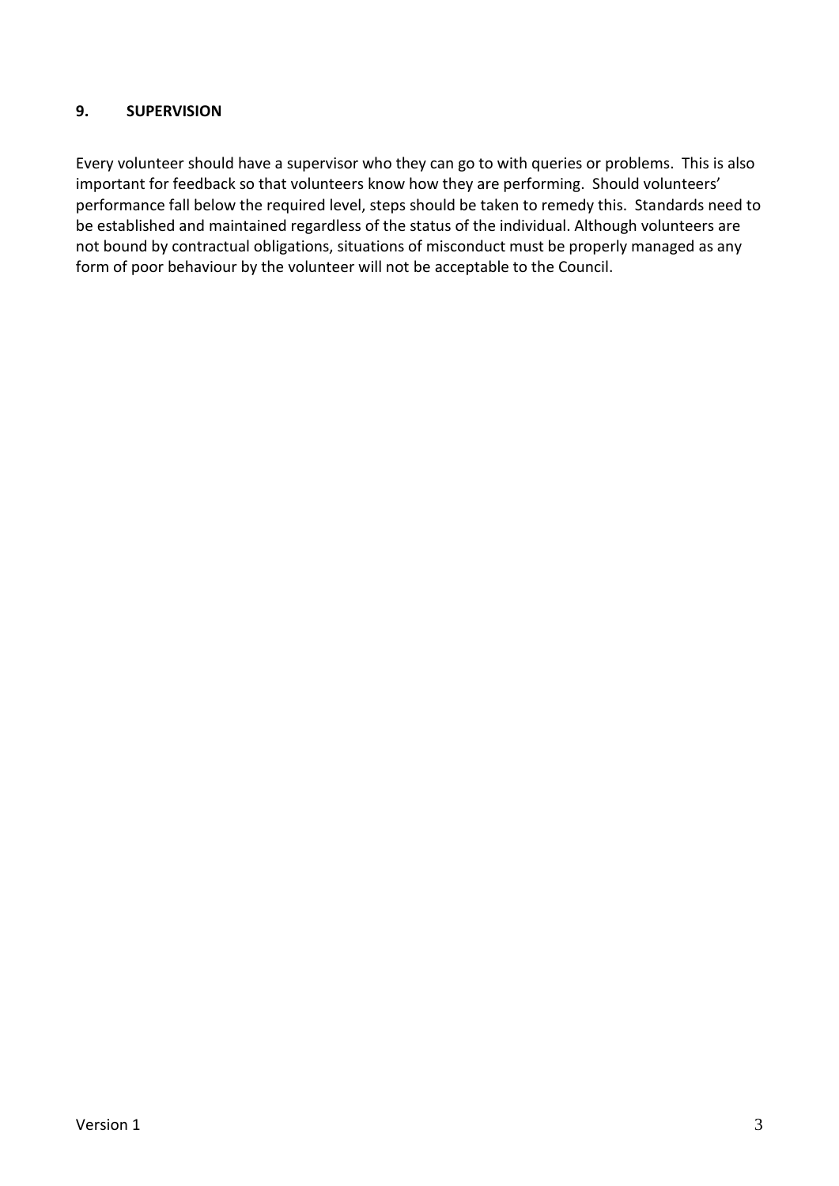## 9. SUPERVISION

Every volunteer should have a supervisor who they can go to with queries or problems. This is also important for feedback so that volunteers know how they are performing. Should volunteers' performance fall below the required level, steps should be taken to remedy this. Standards need to be established and maintained regardless of the status of the individual. Although volunteers are not bound by contractual obligations, situations of misconduct must be properly managed as any form of poor behaviour by the volunteer will not be acceptable to the Council.